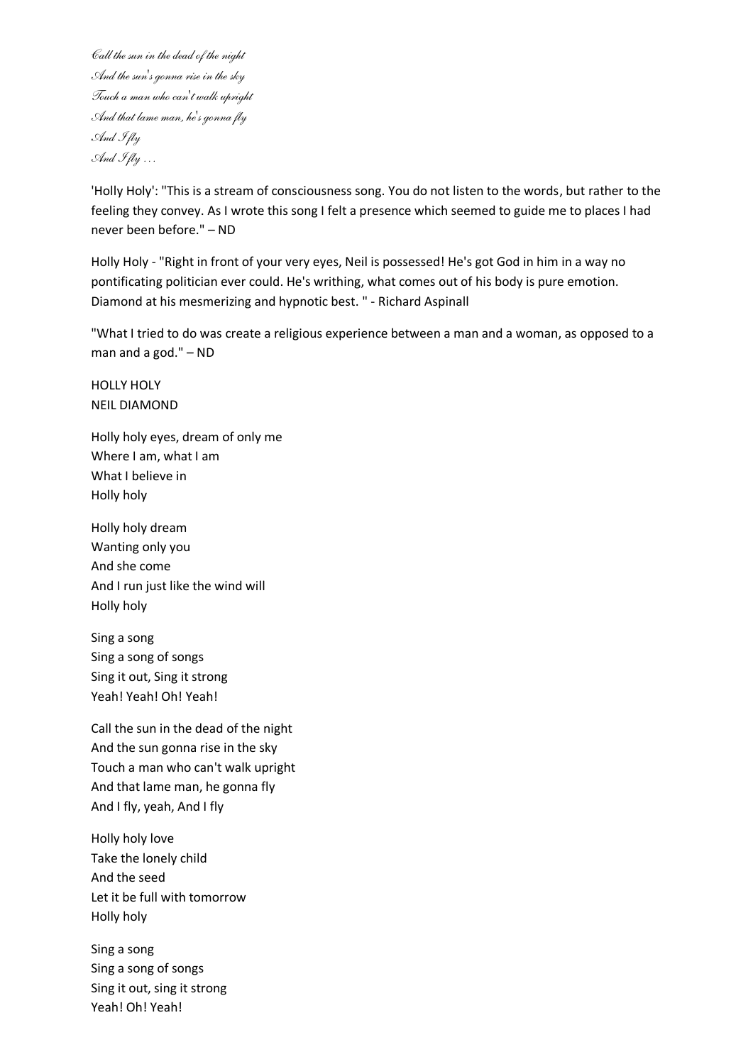*Call the sun in the dead of the night*
*And the sun's gonna rise in the sky*
*Touch a man who can't walk upright*
*And that lame man, he's gonna fly*
*And I fly*
*And I fly …*

'Holly Holy': "This is a stream of consciousness song. You do not listen to the words, but rather to the feeling they convey. As I wrote this song I felt a presence which seemed to guide me to places I had never been before." – ND

Holly Holy - "Right in front of your very eyes, Neil is possessed! He's got God in him in a way no pontificating politician ever could. He's writhing, what comes out of his body is pure emotion. Diamond at his mesmerizing and hypnotic best. " - Richard Aspinall

"What I tried to do was create a religious experience between a man and a woman, as opposed to a man and a god." – ND

HOLLY HOLY
NEIL DIAMOND

Holly holy eyes, dream of only me
Where I am, what I am
What I believe in
Holly holy

Holly holy dream
Wanting only you
And she come
And I run just like the wind will
Holly holy

Sing a song
Sing a song of songs
Sing it out, Sing it strong
Yeah! Yeah! Oh! Yeah!

Call the sun in the dead of the night
And the sun gonna rise in the sky
Touch a man who can't walk upright
And that lame man, he gonna fly
And I fly, yeah, And I fly

Holly holy love
Take the lonely child
And the seed
Let it be full with tomorrow
Holly holy

Sing a song
Sing a song of songs
Sing it out, sing it strong
Yeah! Oh! Yeah!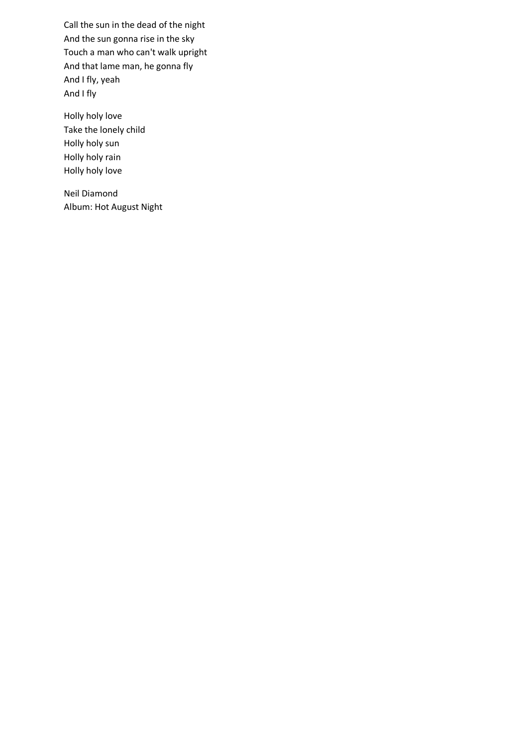Call the sun in the dead of the night
And the sun gonna rise in the sky
Touch a man who can't walk upright
And that lame man, he gonna fly
And I fly, yeah
And I fly

Holly holy love
Take the lonely child
Holly holy sun
Holly holy rain
Holly holy love

Neil Diamond
Album: Hot August Night